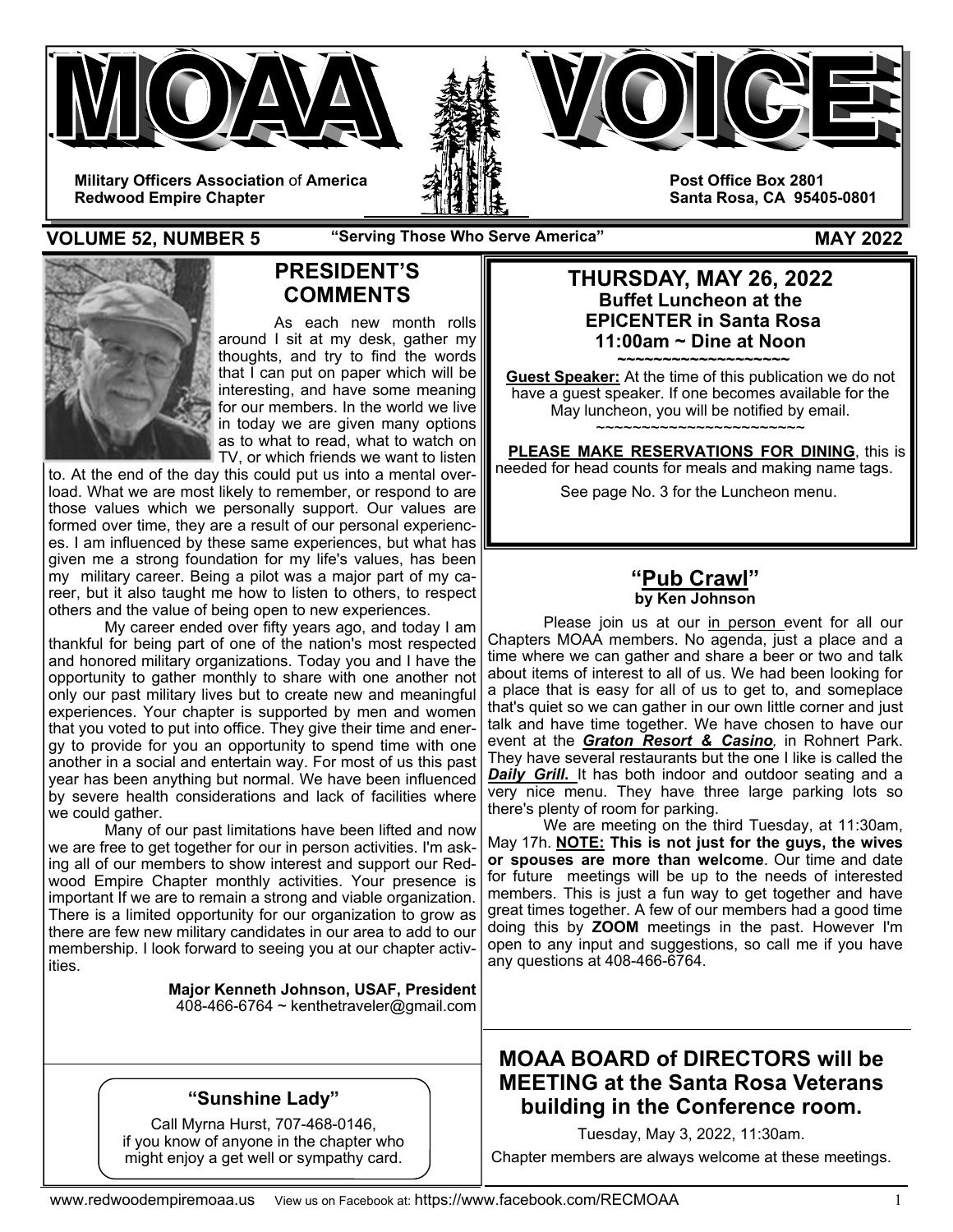# MOAA VOICE

**Military Officers Association of America**
**Redwood Empire Chapter**

**Post Office Box 2801**
**Santa Rosa, CA 95405-0801**

**VOLUME 52, NUMBER 5** — **"Serving Those Who Serve America"** — **MAY 2022**

## PRESIDENT'S COMMENTS

As each new month rolls around I sit at my desk, gather my thoughts, and try to find the words that I can put on paper which will be interesting, and have some meaning for our members. In the world we live in today we are given many options as to what to read, what to watch on TV, or which friends we want to listen to. At the end of the day this could put us into a mental overload. What we are most likely to remember, or respond to are those values which we personally support. Our values are formed over time, they are a result of our personal experiences. I am influenced by these same experiences, but what has given me a strong foundation for my life's values, has been my military career. Being a pilot was a major part of my career, but it also taught me how to listen to others, to respect others and the value of being open to new experiences.

My career ended over fifty years ago, and today I am thankful for being part of one of the nation's most respected and honored military organizations. Today you and I have the opportunity to gather monthly to share with one another not only our past military lives but to create new and meaningful experiences. Your chapter is supported by men and women that you voted to put into office. They give their time and energy to provide for you an opportunity to spend time with one another in a social and entertain way. For most of us this past year has been anything but normal. We have been influenced by severe health considerations and lack of facilities where we could gather.

Many of our past limitations have been lifted and now we are free to get together for our in person activities. I'm asking all of our members to show interest and support our Redwood Empire Chapter monthly activities. Your presence is important If we are to remain a strong and viable organization. There is a limited opportunity for our organization to grow as there are few new military candidates in our area to add to our membership. I look forward to seeing you at our chapter activities.

**Major Kenneth Johnson, USAF, President**
408-466-6764 ~ kenthetraveler@gmail.com

## "Sunshine Lady"

Call Myrna Hurst, 707-468-0146, if you know of anyone in the chapter who might enjoy a get well or sympathy card.

## THURSDAY, MAY 26, 2022

**Buffet Luncheon at the EPICENTER in Santa Rosa**
**11:00am ~ Dine at Noon**

~~~~~~~~~~~~~~~~~~~~

**Guest Speaker:** At the time of this publication we do not have a guest speaker. If one becomes available for the May luncheon, you will be notified by email.

~~~~~~~~~~~~~~~~~~~~~~~~

**PLEASE MAKE RESERVATIONS FOR DINING**, this is needed for head counts for meals and making name tags.

See page No. 3 for the Luncheon menu.

## "Pub Crawl"

**by Ken Johnson**

Please join us at our in person event for all our Chapters MOAA members. No agenda, just a place and a time where we can gather and share a beer or two and talk about items of interest to all of us. We had been looking for a place that is easy for all of us to get to, and someplace that's quiet so we can gather in our own little corner and just talk and have time together. We have chosen to have our event at the ***Graton Resort & Casino***, in Rohnert Park. They have several restaurants but the one I like is called the ***Daily Grill.*** It has both indoor and outdoor seating and a very nice menu. They have three large parking lots so there's plenty of room for parking.

We are meeting on the third Tuesday, at 11:30am, May 17h. **NOTE: This is not just for the guys, the wives or spouses are more than welcome**. Our time and date for future meetings will be up to the needs of interested members. This is just a fun way to get together and have great times together. A few of our members had a good time doing this by **ZOOM** meetings in the past. However I'm open to any input and suggestions, so call me if you have any questions at 408-466-6764.

## MOAA BOARD of DIRECTORS will be MEETING at the Santa Rosa Veterans building in the Conference room.

Tuesday, May 3, 2022, 11:30am.

Chapter members are always welcome at these meetings.

www.redwoodempiremoaa.us View us on Facebook at: https://www.facebook.com/RECMOAA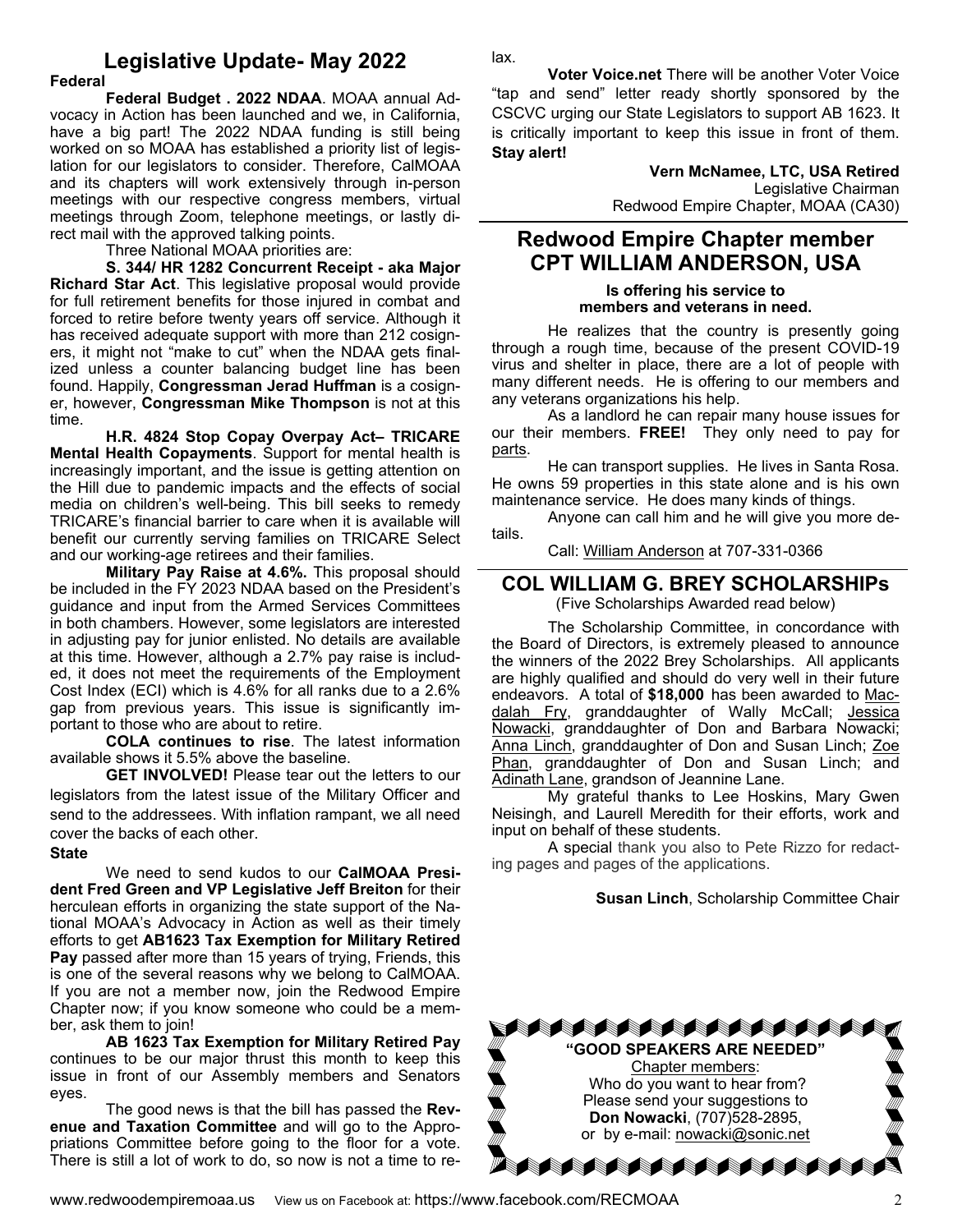# Legislative Update- May 2022

**Federal**

**Federal Budget . 2022 NDAA**. MOAA annual Advocacy in Action has been launched and we, in California, have a big part! The 2022 NDAA funding is still being worked on so MOAA has established a priority list of legislation for our legislators to consider. Therefore, CalMOAA and its chapters will work extensively through in-person meetings with our respective congress members, virtual meetings through Zoom, telephone meetings, or lastly direct mail with the approved talking points.

Three National MOAA priorities are:

**S. 344/ HR 1282 Concurrent Receipt - aka Major Richard Star Act**. This legislative proposal would provide for full retirement benefits for those injured in combat and forced to retire before twenty years off service. Although it has received adequate support with more than 212 cosigners, it might not "make to cut" when the NDAA gets finalized unless a counter balancing budget line has been found. Happily, **Congressman Jerad Huffman** is a cosigner, however, **Congressman Mike Thompson** is not at this time.

**H.R. 4824 Stop Copay Overpay Act– TRICARE Mental Health Copayments**. Support for mental health is increasingly important, and the issue is getting attention on the Hill due to pandemic impacts and the effects of social media on children's well-being. This bill seeks to remedy TRICARE's financial barrier to care when it is available will benefit our currently serving families on TRICARE Select and our working-age retirees and their families.

**Military Pay Raise at 4.6%.** This proposal should be included in the FY 2023 NDAA based on the President's guidance and input from the Armed Services Committees in both chambers. However, some legislators are interested in adjusting pay for junior enlisted. No details are available at this time. However, although a 2.7% pay raise is included, it does not meet the requirements of the Employment Cost Index (ECI) which is 4.6% for all ranks due to a 2.6% gap from previous years. This issue is significantly important to those who are about to retire.

**COLA continues to rise**. The latest information available shows it 5.5% above the baseline.

**GET INVOLVED!** Please tear out the letters to our legislators from the latest issue of the Military Officer and send to the addressees. With inflation rampant, we all need cover the backs of each other.

**State**

We need to send kudos to our **CalMOAA President Fred Green and VP Legislative Jeff Breiton** for their herculean efforts in organizing the state support of the National MOAA's Advocacy in Action as well as their timely efforts to get **AB1623 Tax Exemption for Military Retired Pay** passed after more than 15 years of trying, Friends, this is one of the several reasons why we belong to CalMOAA. If you are not a member now, join the Redwood Empire Chapter now; if you know someone who could be a member, ask them to join!

**AB 1623 Tax Exemption for Military Retired Pay** continues to be our major thrust this month to keep this issue in front of our Assembly members and Senators eyes.

The good news is that the bill has passed the **Revenue and Taxation Committee** and will go to the Appropriations Committee before going to the floor for a vote. There is still a lot of work to do, so now is not a time to relax.

**Voter Voice.net** There will be another Voter Voice "tap and send" letter ready shortly sponsored by the CSCVC urging our State Legislators to support AB 1623. It is critically important to keep this issue in front of them. **Stay alert!**

**Vern McNamee, LTC, USA Retired**
Legislative Chairman
Redwood Empire Chapter, MOAA (CA30)

# Redwood Empire Chapter member CPT WILLIAM ANDERSON, USA

**Is offering his service to members and veterans in need.**

He realizes that the country is presently going through a rough time, because of the present COVID-19 virus and shelter in place, there are a lot of people with many different needs. He is offering to our members and any veterans organizations his help.

As a landlord he can repair many house issues for our their members. **FREE!** They only need to pay for parts.

He can transport supplies. He lives in Santa Rosa. He owns 59 properties in this state alone and is his own maintenance service. He does many kinds of things.

Anyone can call him and he will give you more details.

Call: William Anderson at 707-331-0366

# COL WILLIAM G. BREY SCHOLARSHIPs

(Five Scholarships Awarded read below)

The Scholarship Committee, in concordance with the Board of Directors, is extremely pleased to announce the winners of the 2022 Brey Scholarships. All applicants are highly qualified and should do very well in their future endeavors. A total of **$18,000** has been awarded to Macdalah Fry, granddaughter of Wally McCall; Jessica Nowacki, granddaughter of Don and Barbara Nowacki; Anna Linch, granddaughter of Don and Susan Linch; Zoe Phan, granddaughter of Don and Susan Linch; and Adinath Lane, grandson of Jeannine Lane.

My grateful thanks to Lee Hoskins, Mary Gwen Neisingh, and Laurell Meredith for their efforts, work and input on behalf of these students.

A special thank you also to Pete Rizzo for redacting pages and pages of the applications.

**Susan Linch**, Scholarship Committee Chair

**"GOOD SPEAKERS ARE NEEDED"**
Chapter members:
Who do you want to hear from?
Please send your suggestions to
**Don Nowacki**, (707)528-2895,
or by e-mail: nowacki@sonic.net

www.redwoodempiremoaa.us View us on Facebook at: https://www.facebook.com/RECMOAA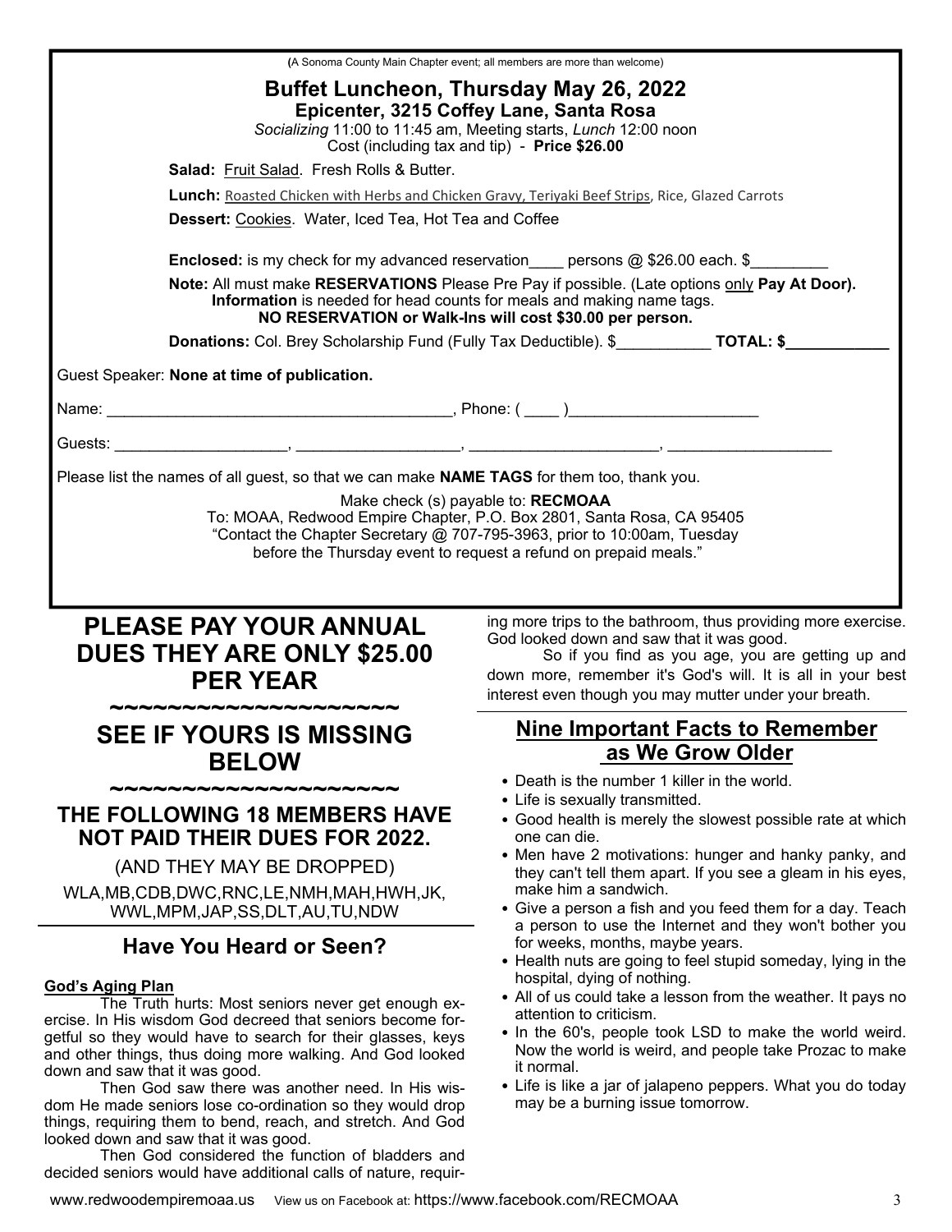(A Sonoma County Main Chapter event; all members are more than welcome)

## Buffet Luncheon, Thursday May 26, 2022

**Epicenter, 3215 Coffey Lane, Santa Rosa**

*Socializing* 11:00 to 11:45 am, Meeting starts, *Lunch* 12:00 noon

Cost (including tax and tip) - **Price $26.00**

**Salad:** Fruit Salad. Fresh Rolls & Butter.

**Lunch:** Roasted Chicken with Herbs and Chicken Gravy, Teriyaki Beef Strips, Rice, Glazed Carrots

**Dessert:** Cookies. Water, Iced Tea, Hot Tea and Coffee

**Enclosed:** is my check for my advanced reservation____ persons @ $26.00 each. $_________

**Note:** All must make **RESERVATIONS** Please Pre Pay if possible. (Late options only **Pay At Door).** **Information** is needed for head counts for meals and making name tags.

**NO RESERVATION or Walk-Ins will cost $30.00 per person.**

**Donations:** Col. Brey Scholarship Fund (Fully Tax Deductible). $___________ **TOTAL: $____________**

Guest Speaker: **None at time of publication.**

Name: ________________________________________, Phone: ( ____ )______________________

Guests: ____________________, ___________________, ______________________, ___________________

Please list the names of all guest, so that we can make **NAME TAGS** for them too, thank you.

Make check (s) payable to: **RECMOAA**

To: MOAA, Redwood Empire Chapter, P.O. Box 2801, Santa Rosa, CA 95405

"Contact the Chapter Secretary @ 707-795-3963, prior to 10:00am, Tuesday before the Thursday event to request a refund on prepaid meals."

## PLEASE PAY YOUR ANNUAL DUES THEY ARE ONLY $25.00 PER YEAR

~~~~~~~~~~~~~~~~~~~~

## SEE IF YOURS IS MISSING BELOW

~~~~~~~~~~~~~~~~~~~~

### THE FOLLOWING 18 MEMBERS HAVE NOT PAID THEIR DUES FOR 2022.

(AND THEY MAY BE DROPPED)

WLA,MB,CDB,DWC,RNC,LE,NMH,MAH,HWH,JK, WWL,MPM,JAP,SS,DLT,AU,TU,NDW

## Have You Heard or Seen?

**God's Aging Plan**

The Truth hurts: Most seniors never get enough exercise. In His wisdom God decreed that seniors become forgetful so they would have to search for their glasses, keys and other things, thus doing more walking. And God looked down and saw that it was good.

Then God saw there was another need. In His wisdom He made seniors lose co-ordination so they would drop things, requiring them to bend, reach, and stretch. And God looked down and saw that it was good.

Then God considered the function of bladders and decided seniors would have additional calls of nature, requiring more trips to the bathroom, thus providing more exercise. God looked down and saw that it was good.

So if you find as you age, you are getting up and down more, remember it's God's will. It is all in your best interest even though you may mutter under your breath.

## Nine Important Facts to Remember as We Grow Older

- Death is the number 1 killer in the world.
- Life is sexually transmitted.
- Good health is merely the slowest possible rate at which one can die.
- Men have 2 motivations: hunger and hanky panky, and they can't tell them apart. If you see a gleam in his eyes, make him a sandwich.
- Give a person a fish and you feed them for a day. Teach a person to use the Internet and they won't bother you for weeks, months, maybe years.
- Health nuts are going to feel stupid someday, lying in the hospital, dying of nothing.
- All of us could take a lesson from the weather. It pays no attention to criticism.
- In the 60's, people took LSD to make the world weird. Now the world is weird, and people take Prozac to make it normal.
- Life is like a jar of jalapeno peppers. What you do today may be a burning issue tomorrow.

www.redwoodempiremoaa.us View us on Facebook at: https://www.facebook.com/RECMOAA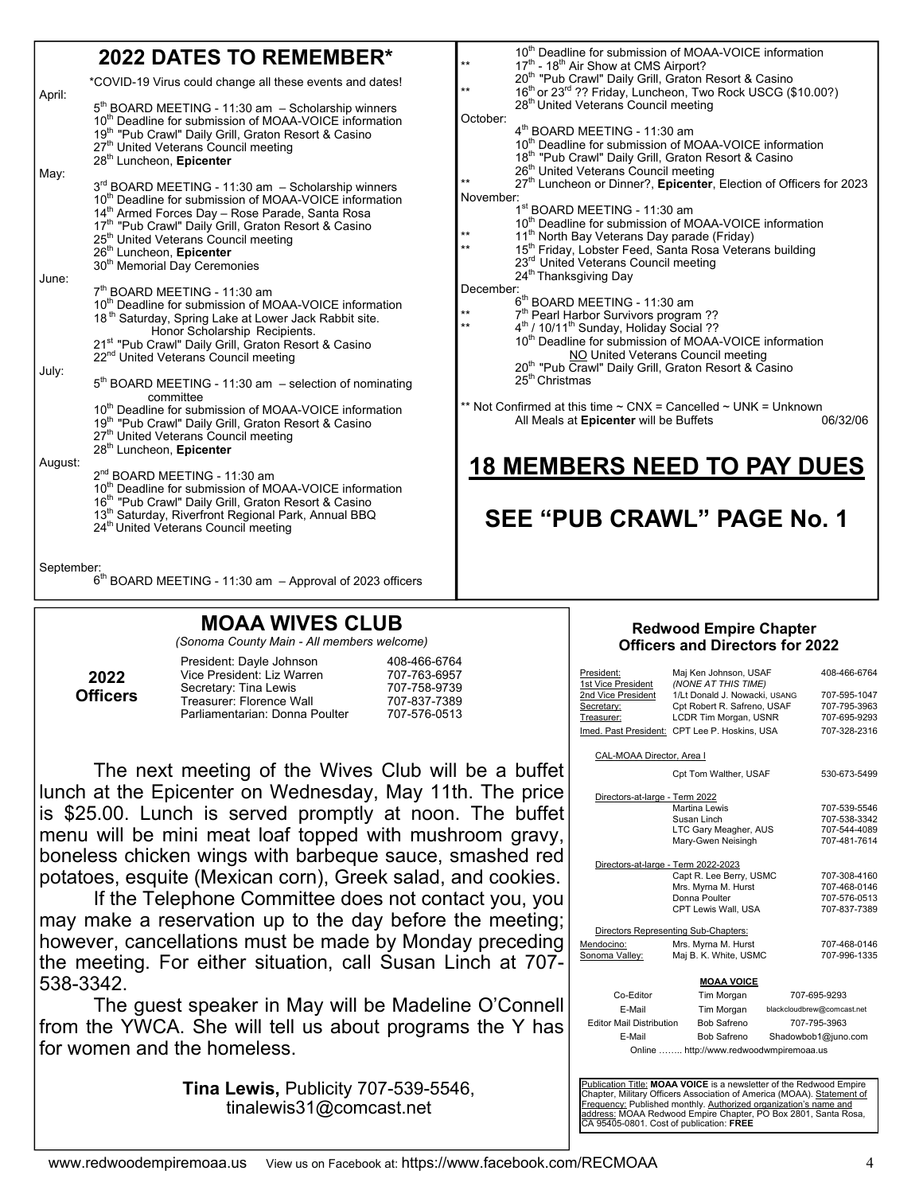## 2022 DATES TO REMEMBER*

*COVID-19 Virus could change all these events and dates!

**April:**
- 5th BOARD MEETING - 11:30 am – Scholarship winners
- 10th Deadline for submission of MOAA-VOICE information
- 19th "Pub Crawl" Daily Grill, Graton Resort & Casino
- 27th United Veterans Council meeting
- 28th Luncheon, **Epicenter**

**May:**
- 3rd BOARD MEETING - 11:30 am – Scholarship winners
- 10th Deadline for submission of MOAA-VOICE information
- 14th Armed Forces Day – Rose Parade, Santa Rosa
- 17th "Pub Crawl" Daily Grill, Graton Resort & Casino
- 25th United Veterans Council meeting
- 26th Luncheon, **Epicenter**
- 30th Memorial Day Ceremonies

**June:**
- 7th BOARD MEETING - 11:30 am
- 10th Deadline for submission of MOAA-VOICE information
- 18th Saturday, Spring Lake at Lower Jack Rabbit site. Honor Scholarship Recipients.
- 21st "Pub Crawl" Daily Grill, Graton Resort & Casino
- 22nd United Veterans Council meeting

**July:**
- 5th BOARD MEETING - 11:30 am – selection of nominating committee
- 10th Deadline for submission of MOAA-VOICE information
- 19th "Pub Crawl" Daily Grill, Graton Resort & Casino
- 27th United Veterans Council meeting
- 28th Luncheon, **Epicenter**

**August:**
- 2nd BOARD MEETING - 11:30 am
- 10th Deadline for submission of MOAA-VOICE information
- 16th "Pub Crawl" Daily Grill, Graton Resort & Casino
- 13th Saturday, Riverfront Regional Park, Annual BBQ
- 24th United Veterans Council meeting

**September:**
- 6th BOARD MEETING - 11:30 am – Approval of 2023 officers
- 10th Deadline for submission of MOAA-VOICE information
- ** 17th - 18th Air Show at CMS Airport?
- 20th "Pub Crawl" Daily Grill, Graton Resort & Casino
- ** 16th or 23rd ?? Friday, Luncheon, Two Rock USCG ($10.00?)
- 28th United Veterans Council meeting

**October:**
- 4th BOARD MEETING - 11:30 am
- 10th Deadline for submission of MOAA-VOICE information
- 18th "Pub Crawl" Daily Grill, Graton Resort & Casino
- 26th United Veterans Council meeting
- ** 27th Luncheon or Dinner?, **Epicenter**, Election of Officers for 2023

**November:**
- 1st BOARD MEETING - 11:30 am
- 10th Deadline for submission of MOAA-VOICE information
- ** 11th North Bay Veterans Day parade (Friday)
- ** 15th Friday, Lobster Feed, Santa Rosa Veterans building
- 23rd United Veterans Council meeting
- 24th Thanksgiving Day

**December:**
- 6th BOARD MEETING - 11:30 am
- ** 7th Pearl Harbor Survivors program ??
- ** 4th / 10/11th Sunday, Holiday Social ??
- 10th Deadline for submission of MOAA-VOICE information
- NO United Veterans Council meeting
- 20th "Pub Crawl" Daily Grill, Graton Resort & Casino
- 25th Christmas

** Not Confirmed at this time ~ CNX = Cancelled ~ UNK = Unknown
All Meals at **Epicenter** will be Buffets 06/32/06

# 18 MEMBERS NEED TO PAY DUES

## SEE "PUB CRAWL" PAGE No. 1

## MOAA WIVES CLUB

*(Sonoma County Main - All members welcome)*

**2022 Officers**

| | |
|---|---|
| President: Dayle Johnson | 408-466-6764 |
| Vice President: Liz Warren | 707-763-6957 |
| Secretary: Tina Lewis | 707-758-9739 |
| Treasurer: Florence Wall | 707-837-7389 |
| Parliamentarian: Donna Poulter | 707-576-0513 |

The next meeting of the Wives Club will be a buffet lunch at the Epicenter on Wednesday, May 11th. The price is $25.00. Lunch is served promptly at noon. The buffet menu will be mini meat loaf topped with mushroom gravy, boneless chicken wings with barbeque sauce, smashed red potatoes, esquite (Mexican corn), Greek salad, and cookies.

If the Telephone Committee does not contact you, you may make a reservation up to the day before the meeting; however, cancellations must be made by Monday preceding the meeting. For either situation, call Susan Linch at 707-538-3342.

The guest speaker in May will be Madeline O'Connell from the YWCA. She will tell us about programs the Y has for women and the homeless.

**Tina Lewis,** Publicity 707-539-5546, tinalewis31@comcast.net

### Redwood Empire Chapter Officers and Directors for 2022

| | | |
|---|---|---|
| President: | Maj Ken Johnson, USAF | 408-466-6764 |
| 1st Vice President | *(NONE AT THIS TIME)* | |
| 2nd Vice President | 1/Lt Donald J. Nowacki, USANG | 707-595-1047 |
| Secretary: | Cpt Robert R. Safreno, USAF | 707-795-3963 |
| Treasurer: | LCDR Tim Morgan, USNR | 707-695-9293 |
| Imed. Past President: | CPT Lee P. Hoskins, USA | 707-328-2316 |
| CAL-MOAA Director, Area I | | |
| | Cpt Tom Walther, USAF | 530-673-5499 |
| Directors-at-large - Term 2022 | | |
| | Martina Lewis | 707-539-5546 |
| | Susan Linch | 707-538-3342 |
| | LTC Gary Meagher, AUS | 707-544-4089 |
| | Mary-Gwen Neisingh | 707-481-7614 |
| Directors-at-large - Term 2022-2023 | | |
| | Capt R. Lee Berry, USMC | 707-308-4160 |
| | Mrs. Myrna M. Hurst | 707-468-0146 |
| | Donna Poulter | 707-576-0513 |
| | CPT Lewis Wall, USA | 707-837-7389 |
| Directors Representing Sub-Chapters: | | |
| Mendocino: | Mrs. Myrna M. Hurst | 707-468-0146 |
| Sonoma Valley: | Maj B. K. White, USMC | 707-996-1335 |

**MOAA VOICE**

| | | |
|---|---|---|
| Co-Editor | Tim Morgan | 707-695-9293 |
| E-Mail | Tim Morgan | blackcloudbrew@comcast.net |
| Editor Mail Distribution | Bob Safreno | 707-795-3963 |
| E-Mail | Bob Safreno | Shadowbob1@juno.com |

Online …….. http://www.redwoodwmpiremoaa.us

Publication Title: **MOAA VOICE** is a newsletter of the Redwood Empire Chapter, Military Officers Association of America (MOAA). Statement of Frequency: Published monthly. Authorized organization's name and address: MOAA Redwood Empire Chapter, PO Box 2801, Santa Rosa, CA 95405-0801. Cost of publication: **FREE**

www.redwoodempiremoaa.us View us on Facebook at: https://www.facebook.com/RECMOAA